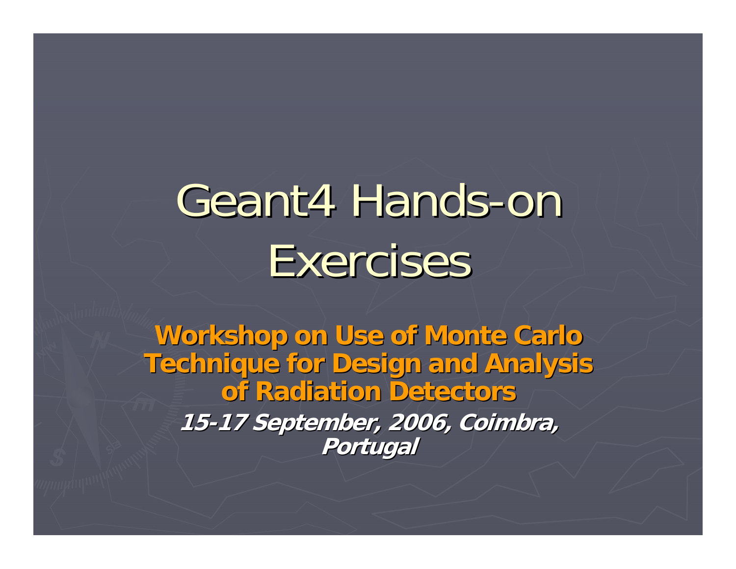# Geant4 Hands-on Exercises

**Workshop on Use of Monte Carlo Technique for Design and Analysis of Radiation Detectors**

***15-17 September, 2006, Coimbra, Portugal***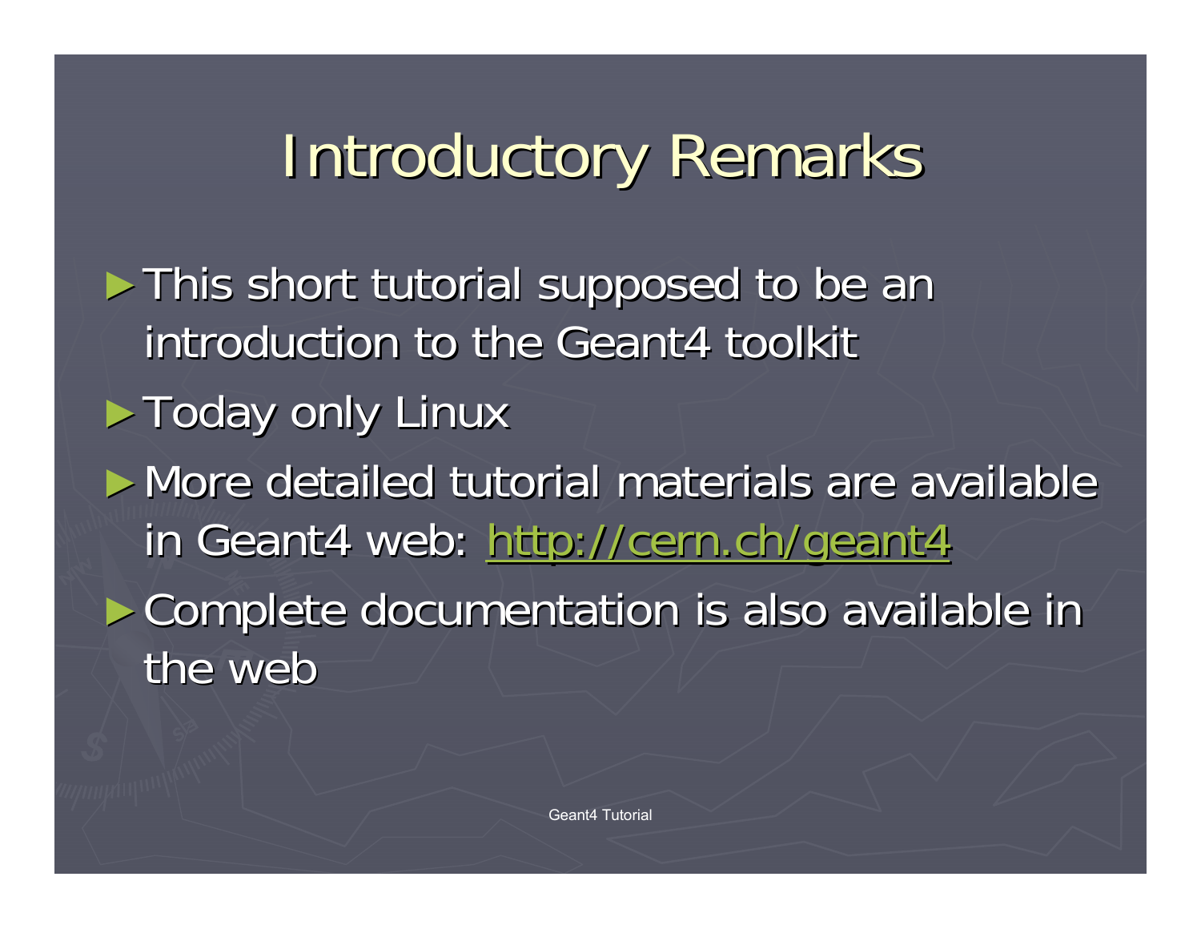# Introductory Remarks

- This short tutorial supposed to be an introduction to the Geant4 toolkit
- Today only Linux
- More detailed tutorial materials are available in Geant4 web: [http://cern.ch/geant4](http://cern.ch/geant4)
- Complete documentation is also available in the web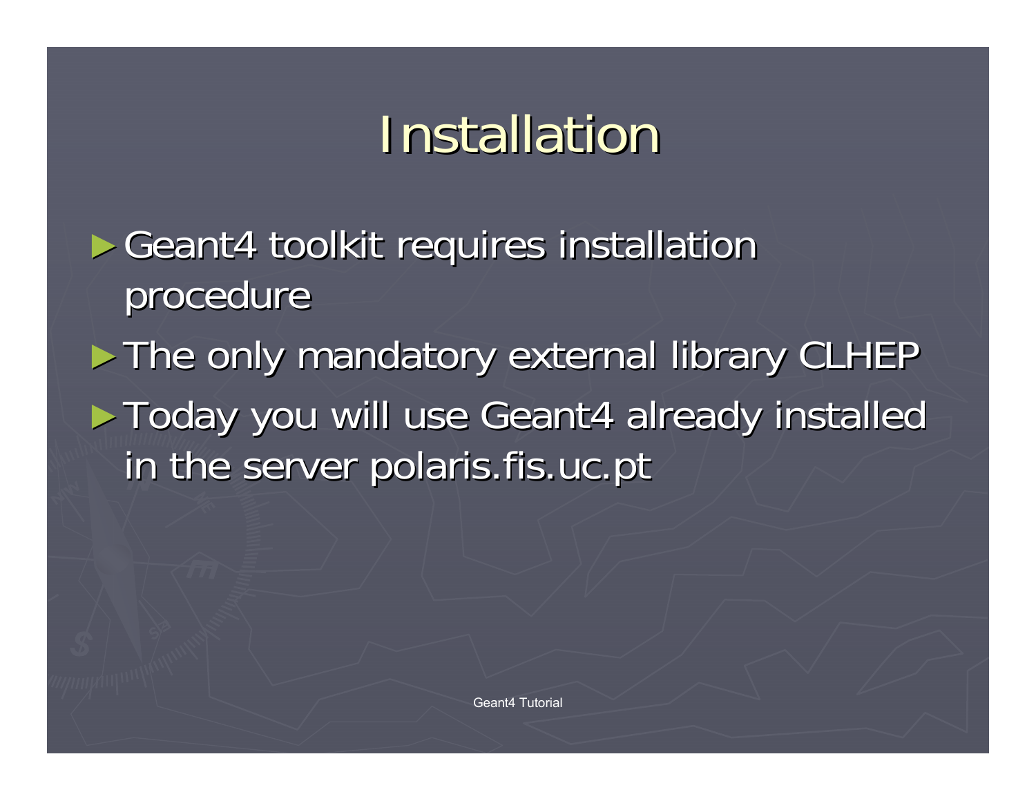# Installation

- Geant4 toolkit requires installation procedure
- The only mandatory external library CLHEP
- Today you will use Geant4 already installed in the server polaris.fis.uc.pt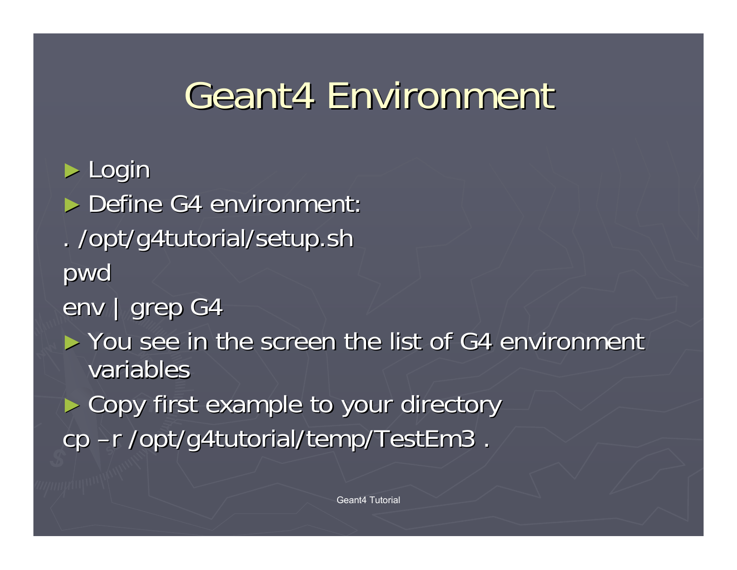# Geant4 Environment

- Login
- Define G4 environment:

```
. /opt/g4tutorial/setup.sh
pwd
env | grep G4
```

- You see in the screen the list of G4 environment variables
- Copy first example to your directory

```
cp –r /opt/g4tutorial/temp/TestEm3 .
```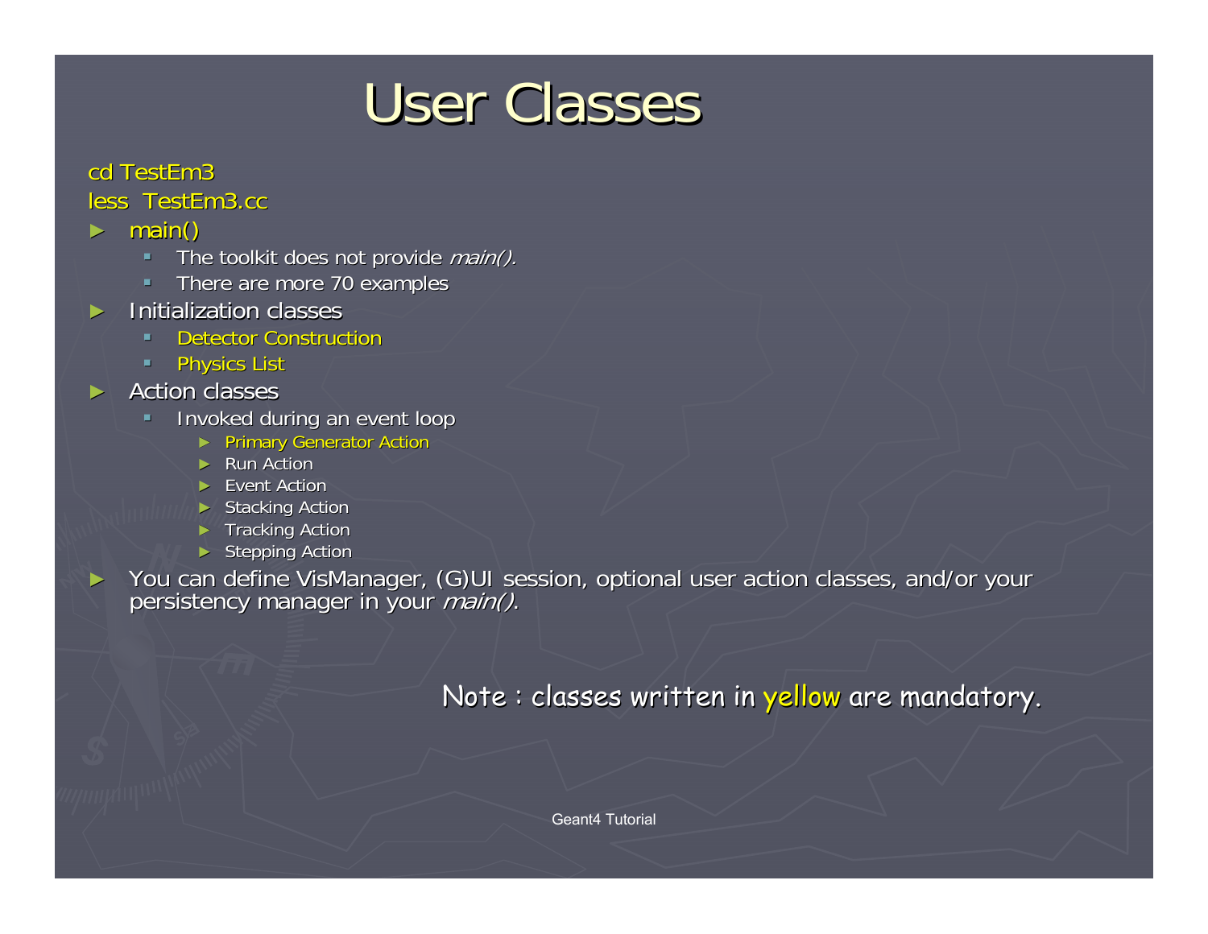# User Classes

cd TestEm3

less TestEm3.cc

- main()
  - The toolkit does not provide *main()*.
  - There are more 70 examples
- Initialization classes
  - Detector Construction
  - Physics List
- Action classes
  - Invoked during an event loop
    - Primary Generator Action
    - Run Action
    - Event Action
    - Stacking Action
    - Tracking Action
    - Stepping Action
- You can define VisManager, (G)UI session, optional user action classes, and/or your persistency manager in your *main()*.

Note : classes written in yellow are mandatory.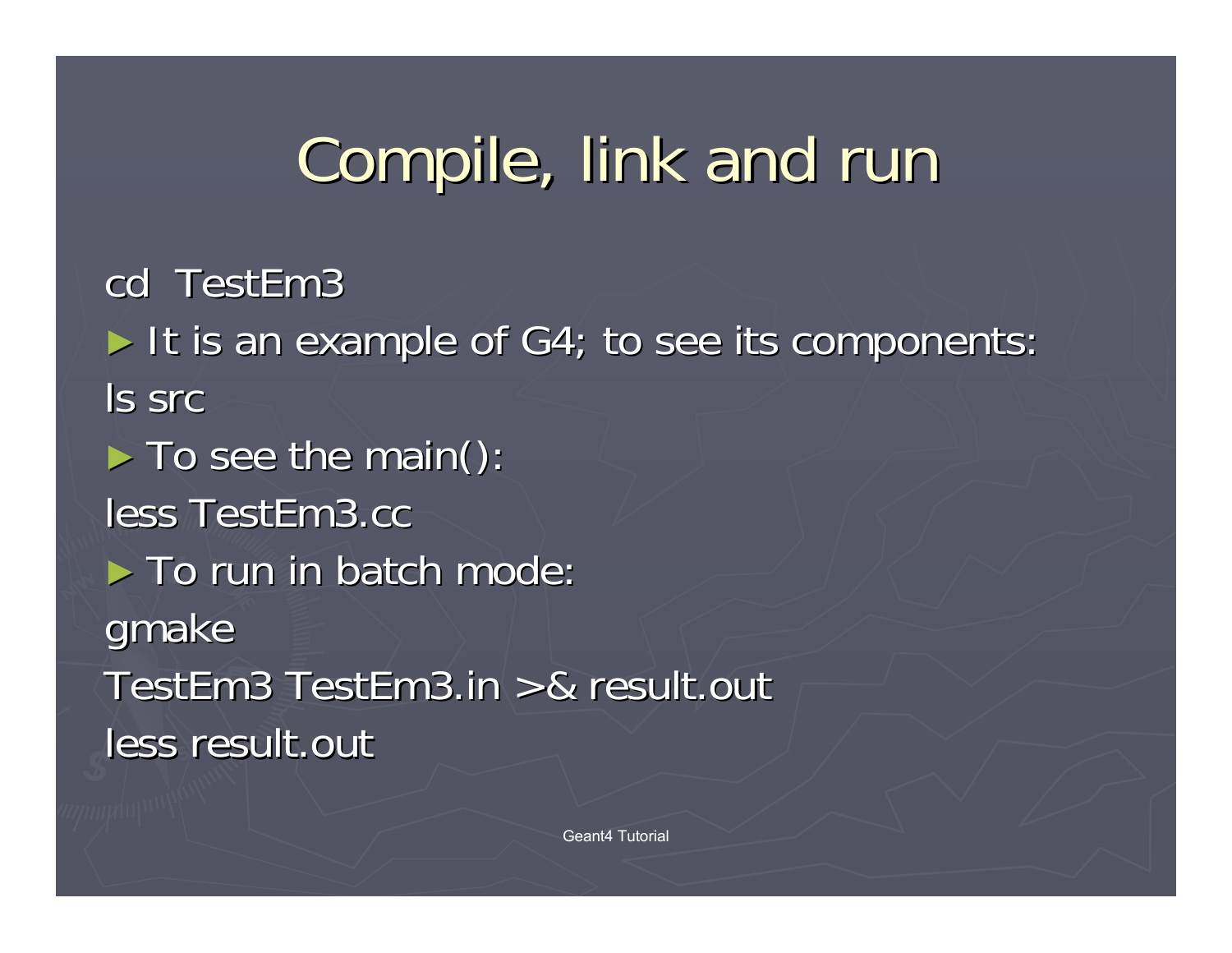# Compile, link and run

cd  TestEm3

► It is an example of G4; to see its components:

ls src

► To see the main():

less TestEm3.cc

► To run in batch mode:

gmake

TestEm3 TestEm3.in >& result.out

less result.out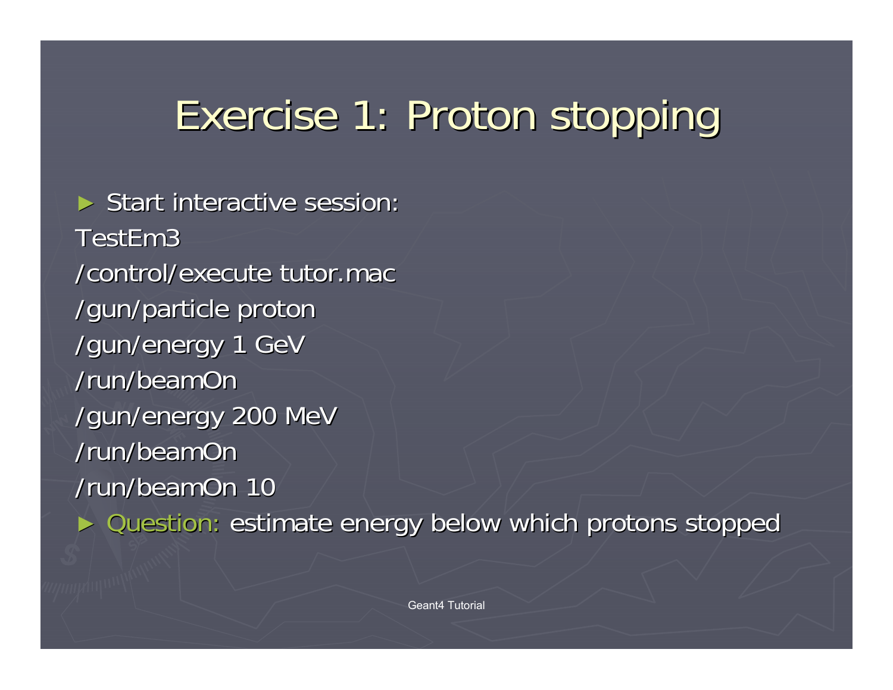# Exercise 1: Proton stopping

- Start interactive session:

```
TestEm3
/control/execute tutor.mac
/gun/particle proton
/gun/energy 1 GeV
/run/beamOn
/gun/energy 200 MeV
/run/beamOn
/run/beamOn 10
```

- Question: estimate energy below which protons stopped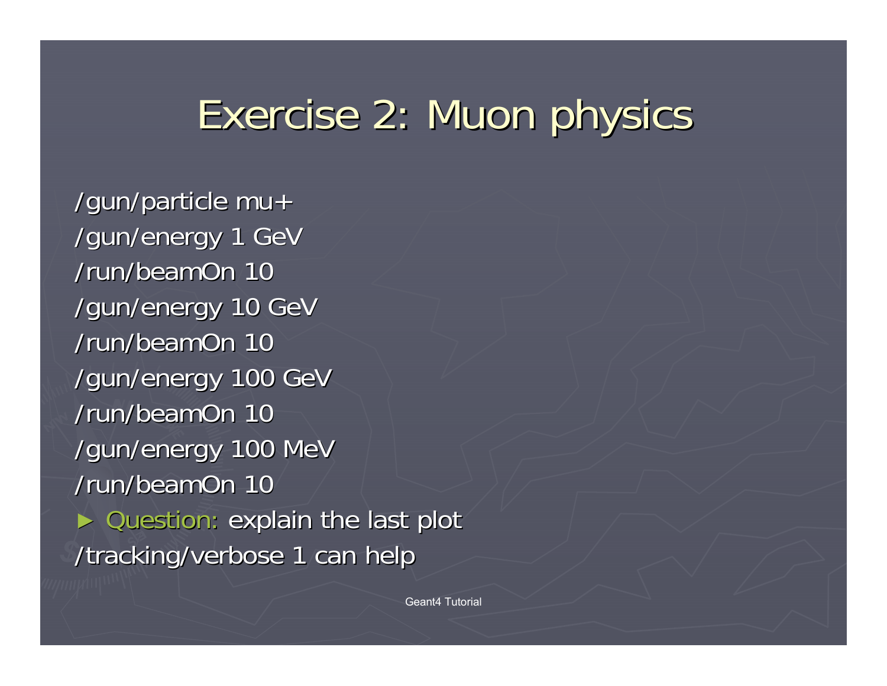# Exercise 2: Muon physics

```
/gun/particle mu+
/gun/energy 1 GeV
/run/beamOn 10
/gun/energy 10 GeV
/run/beamOn 10
/gun/energy 100 GeV
/run/beamOn 10
/gun/energy 100 MeV
/run/beamOn 10
```

- Question: explain the last plot

/tracking/verbose 1 can help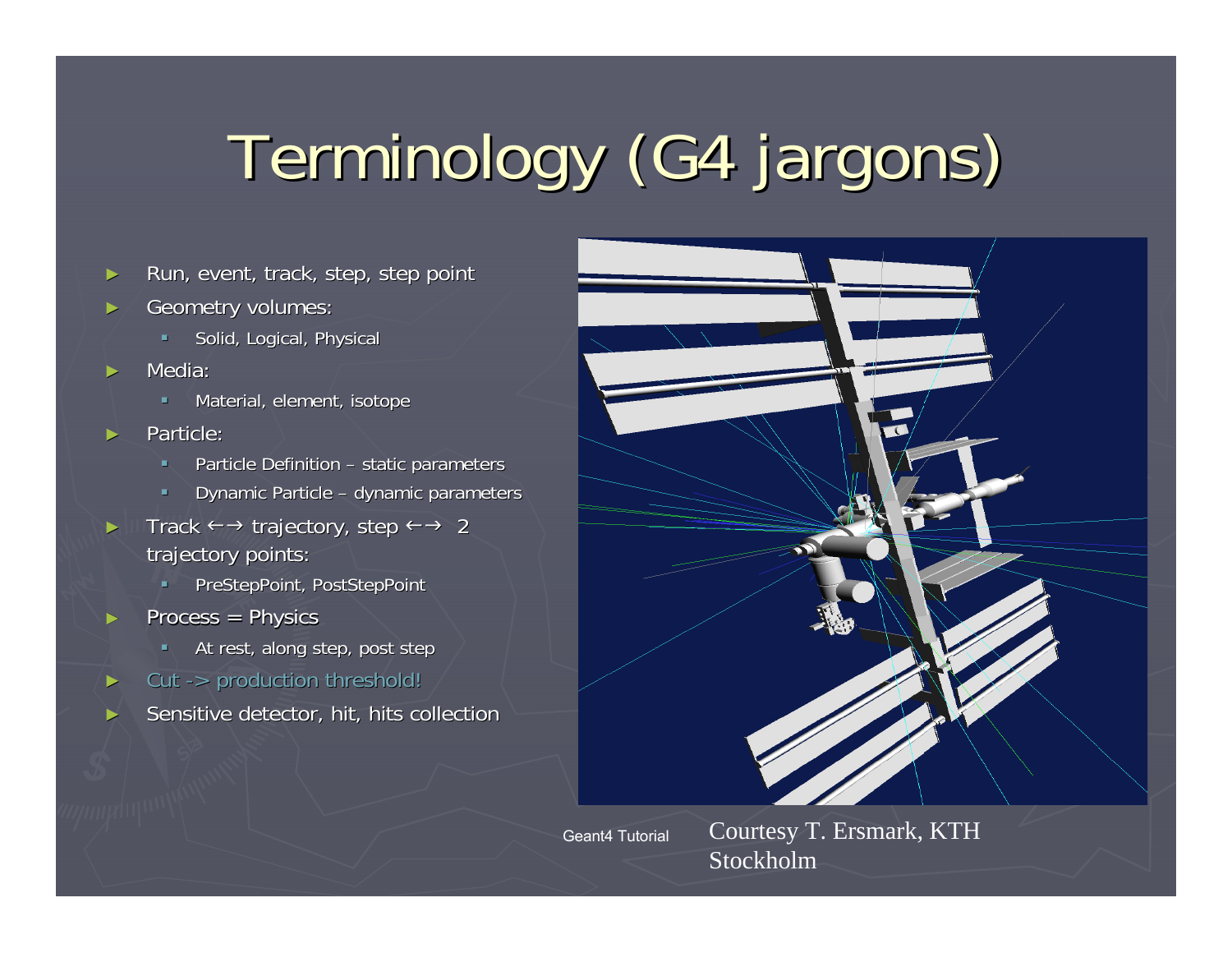# Terminology (G4 jargons)

- Run, event, track, step, step point
- Geometry volumes:
  - Solid, Logical, Physical
- Media:
  - Material, element, isotope
- Particle:
  - Particle Definition – static parameters
  - Dynamic Particle – dynamic parameters
- Track ←→ trajectory, step ←→ 2 trajectory points:
  - PreStepPoint, PostStepPoint
- Process = Physics
  - At rest, along step, post step
- Cut -> production threshold!
- Sensitive detector, hit, hits collection

Courtesy T. Ersmark, KTH Stockholm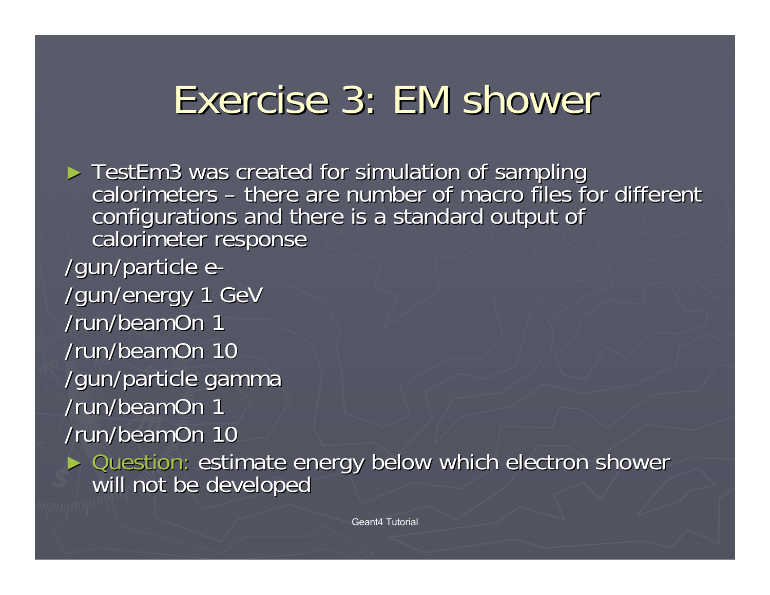# Exercise 3: EM shower

- TestEm3 was created for simulation of sampling calorimeters – there are number of macro files for different configurations and there is a standard output of calorimeter response

```
/gun/particle e-
/gun/energy 1 GeV
/run/beamOn 1
/run/beamOn 10
/gun/particle gamma
/run/beamOn 1
/run/beamOn 10
```

- Question: estimate energy below which electron shower will not be developed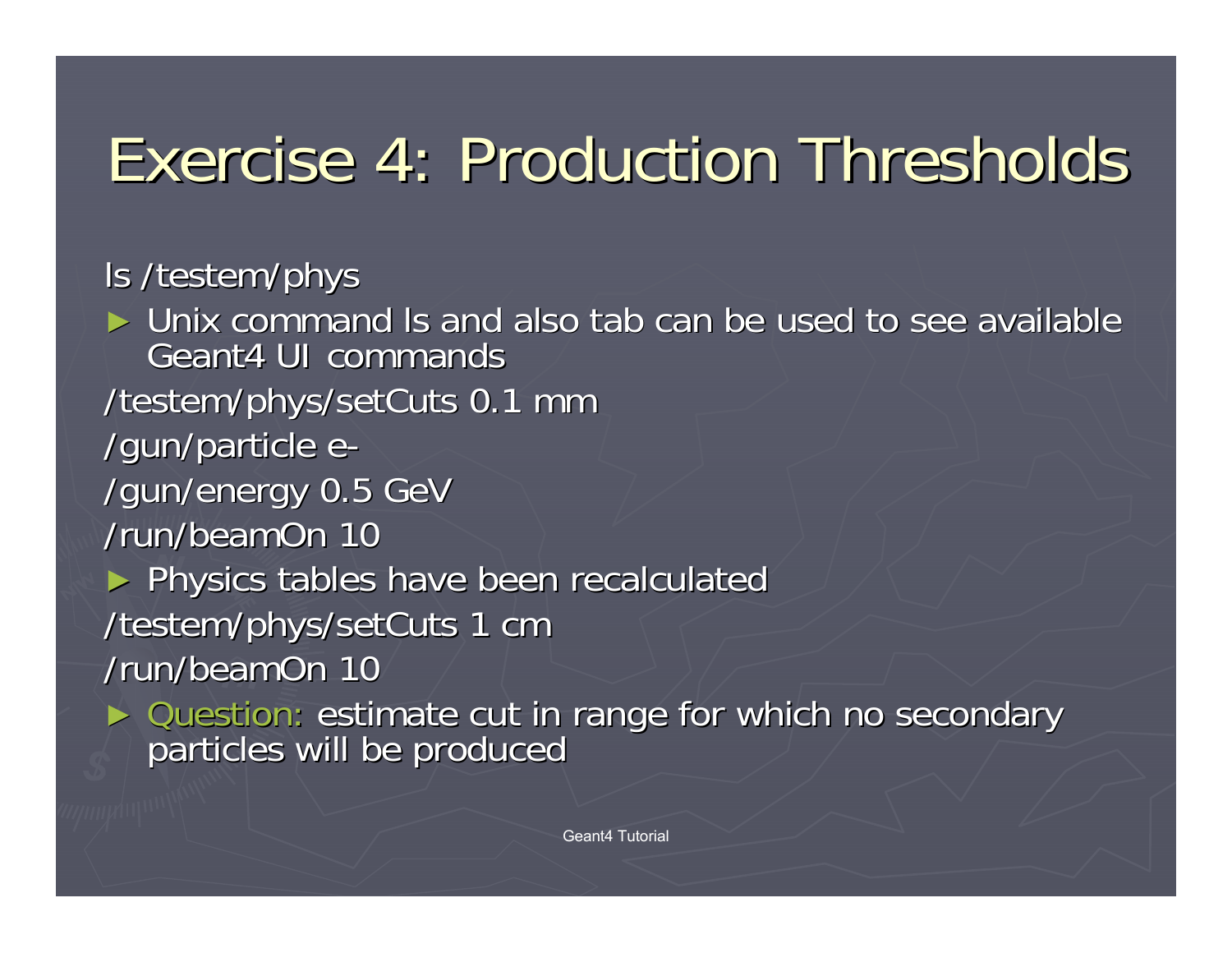# Exercise 4: Production Thresholds

ls /testem/phys

- Unix command ls and also tab can be used to see available Geant4 UI commands

/testem/phys/setCuts 0.1 mm

/gun/particle e-

/gun/energy 0.5 GeV

/run/beamOn 10

- Physics tables have been recalculated

/testem/phys/setCuts 1 cm

/run/beamOn 10

- Question: estimate cut in range for which no secondary particles will be produced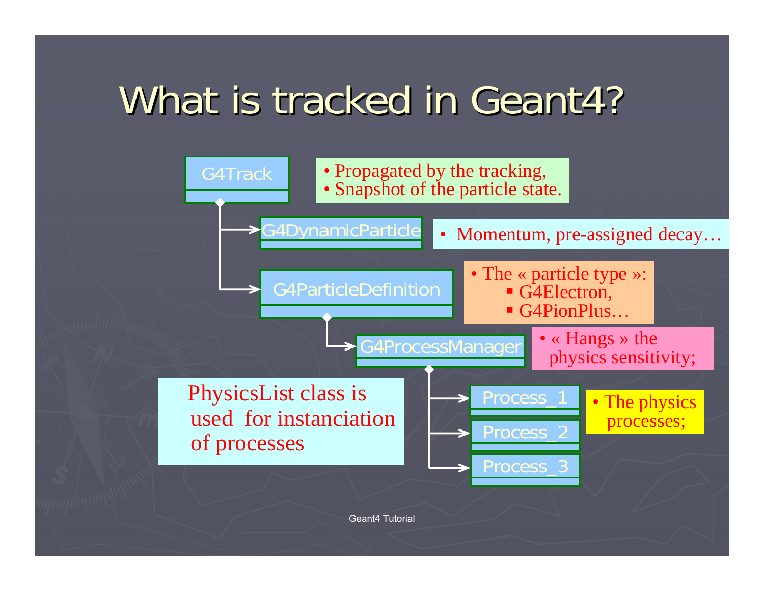# What is tracked in Geant4?

- **G4Track**
  - Propagated by the tracking,
  - Snapshot of the particle state.
- **G4DynamicParticle**
  - Momentum, pre-assigned decay…
- **G4ParticleDefinition**
  - The « particle type »:
    - G4Electron,
    - G4PionPlus…
- **G4ProcessManager**
  - « Hangs » the physics sensitivity;
- **Process_1**, **Process_2**, **Process_3**
  - The physics processes;

PhysicsList class is used for instanciation of processes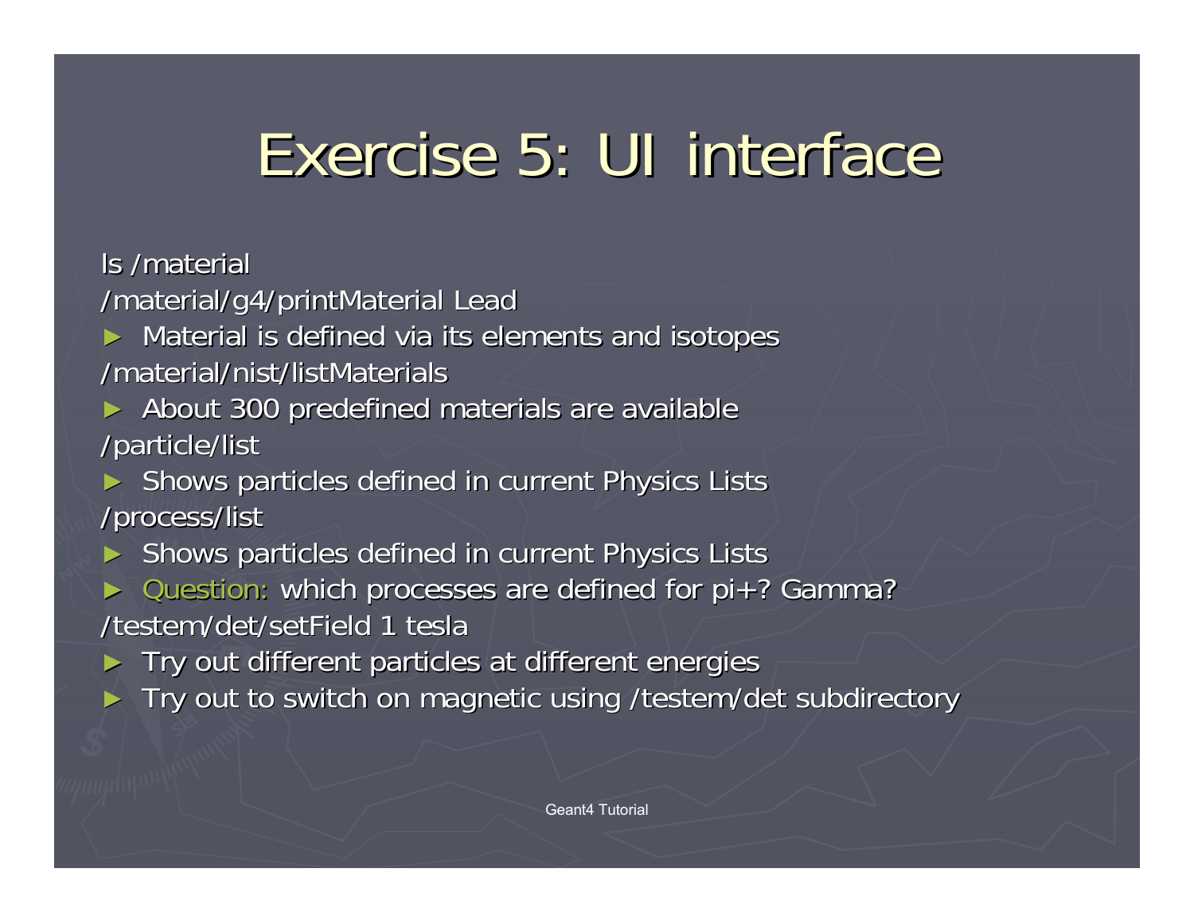# Exercise 5: UI interface

ls /material

/material/g4/printMaterial Lead

- Material is defined via its elements and isotopes

/material/nist/listMaterials

- About 300 predefined materials are available

/particle/list

- Shows particles defined in current Physics Lists

/process/list

- Shows particles defined in current Physics Lists
- Question: which processes are defined for pi+? Gamma?

/testem/det/setField 1 tesla

- Try out different particles at different energies
- Try out to switch on magnetic using /testem/det subdirectory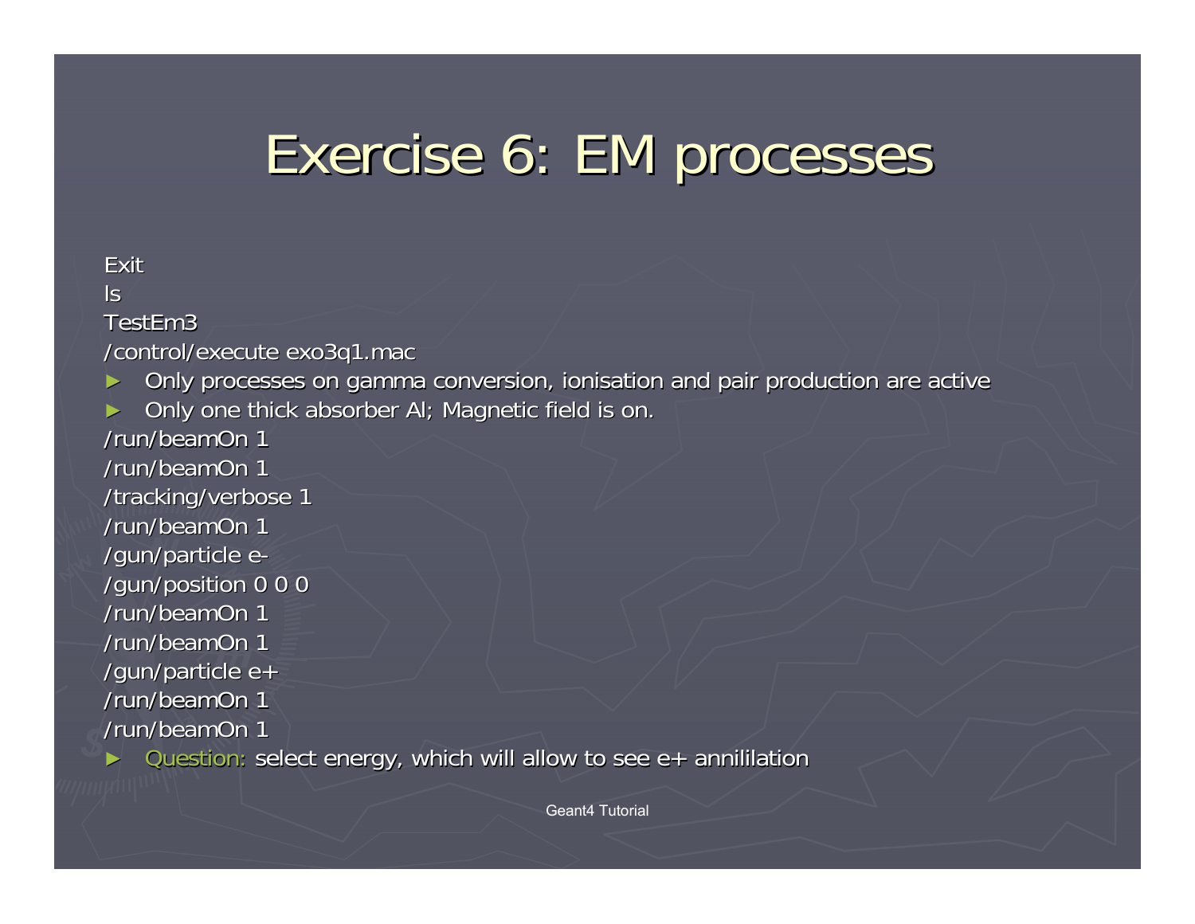# Exercise 6: EM processes

Exit

ls

TestEm3

/control/execute exo3q1.mac

- Only processes on gamma conversion, ionisation and pair production are active
- Only one thick absorber Al; Magnetic field is on.

/run/beamOn 1

/run/beamOn 1

/tracking/verbose 1

/run/beamOn 1

/gun/particle e-

/gun/position 0 0 0

/run/beamOn 1

/run/beamOn 1

/gun/particle e+

/run/beamOn 1

/run/beamOn 1

- Question: select energy, which will allow to see e+ annililation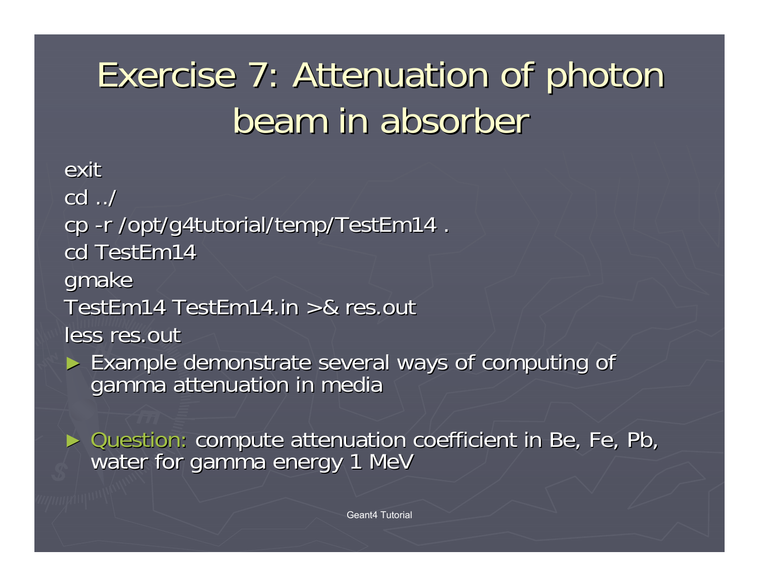# Exercise 7: Attenuation of photon beam in absorber

```
exit
cd ../
cp -r /opt/g4tutorial/temp/TestEm14 .
cd TestEm14
gmake
TestEm14 TestEm14.in >& res.out
less res.out
```

- Example demonstrate several ways of computing of gamma attenuation in media

- Question: compute attenuation coefficient in Be, Fe, Pb, water for gamma energy 1 MeV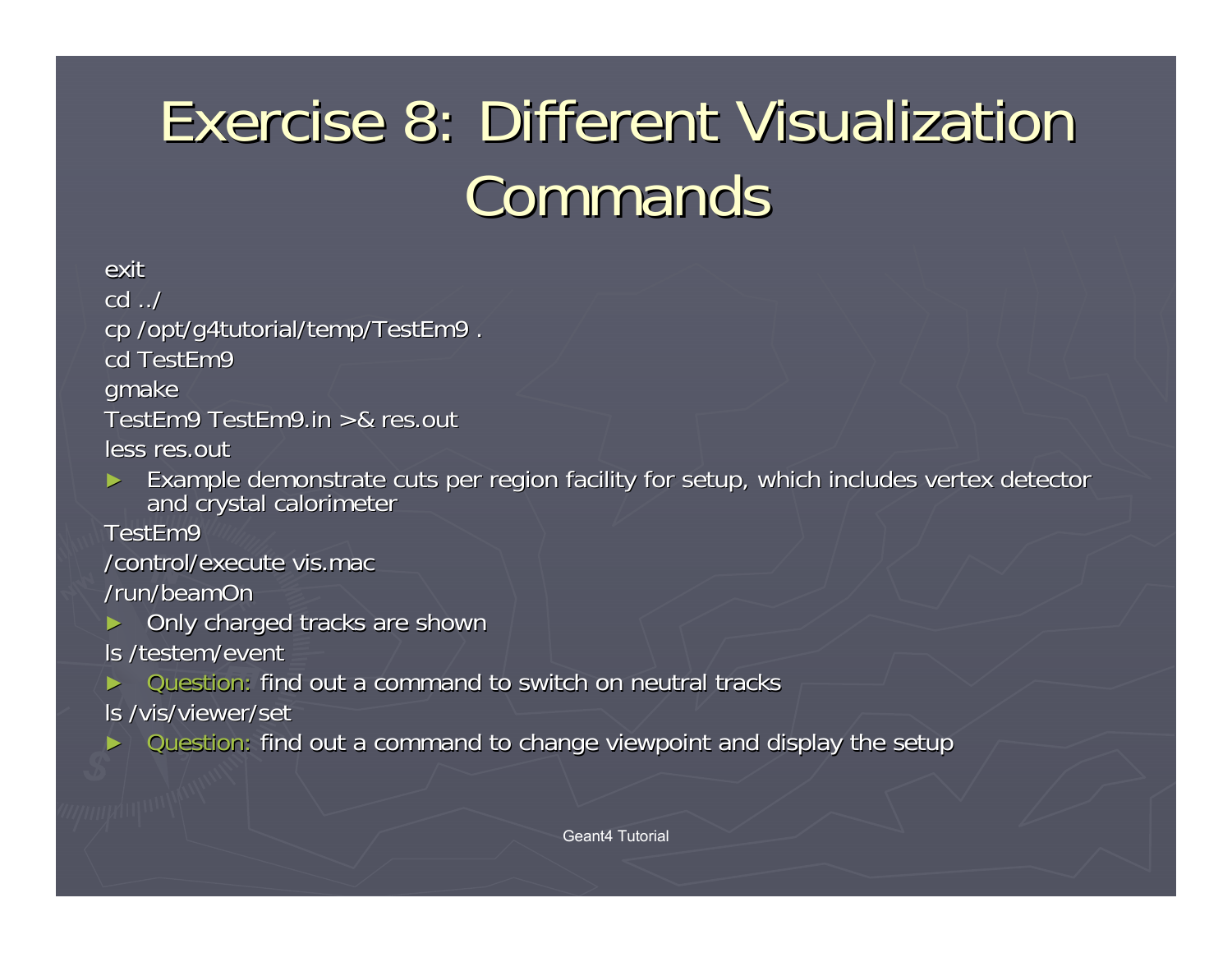# Exercise 8: Different Visualization Commands

exit

cd ../

cp /opt/g4tutorial/temp/TestEm9 .

cd TestEm9

gmake

TestEm9 TestEm9.in >& res.out

less res.out

- Example demonstrate cuts per region facility for setup, which includes vertex detector and crystal calorimeter

TestEm9

/control/execute vis.mac

/run/beamOn

- Only charged tracks are shown

ls /testem/event

- Question: find out a command to switch on neutral tracks

ls /vis/viewer/set

- Question: find out a command to change viewpoint and display the setup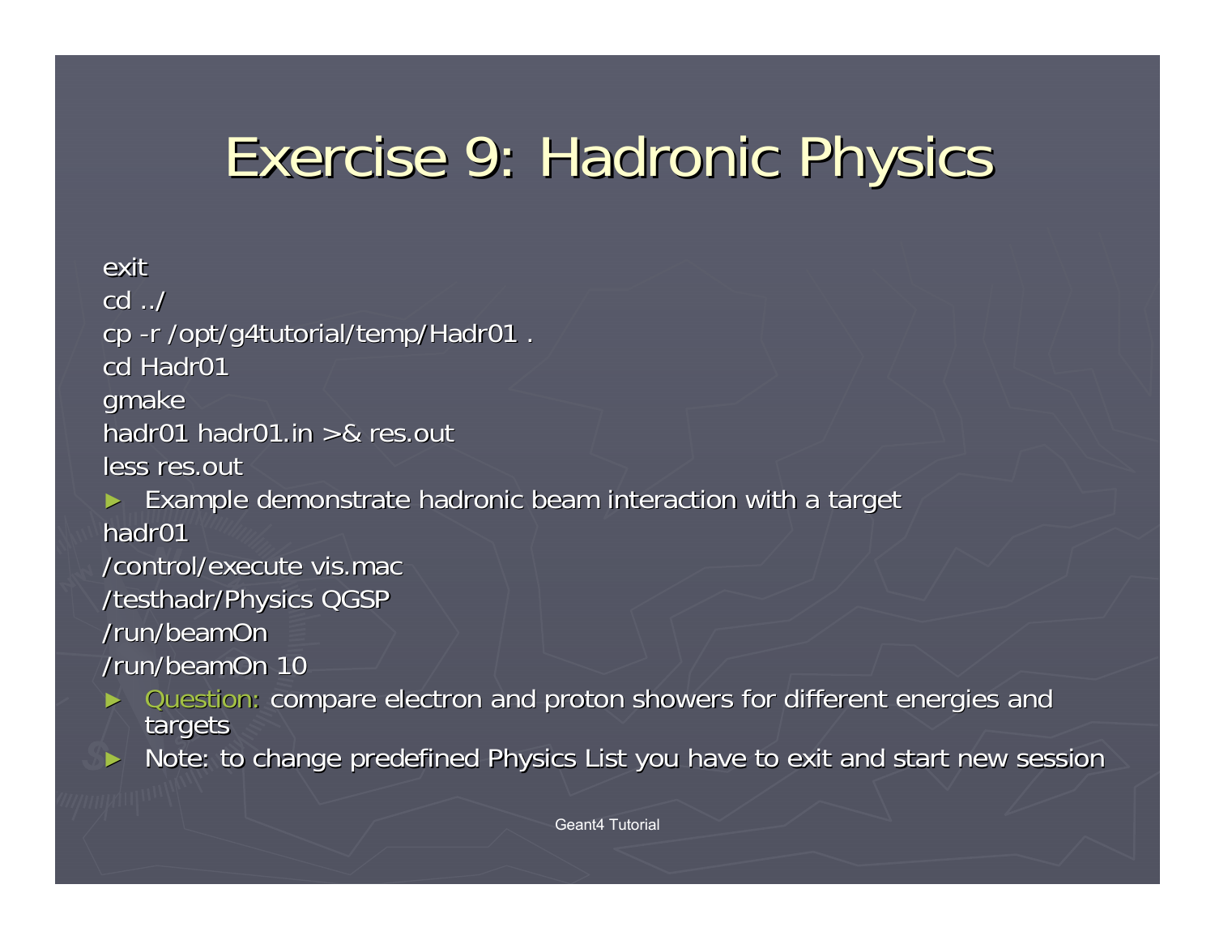# Exercise 9: Hadronic Physics

exit

cd ../

cp -r /opt/g4tutorial/temp/Hadr01 .

cd Hadr01

gmake

hadr01 hadr01.in >& res.out

less res.out

- Example demonstrate hadronic beam interaction with a target

hadr01

/control/execute vis.mac

/testhadr/Physics QGSP

/run/beamOn

/run/beamOn 10

- Question: compare electron and proton showers for different energies and targets
- Note: to change predefined Physics List you have to exit and start new session